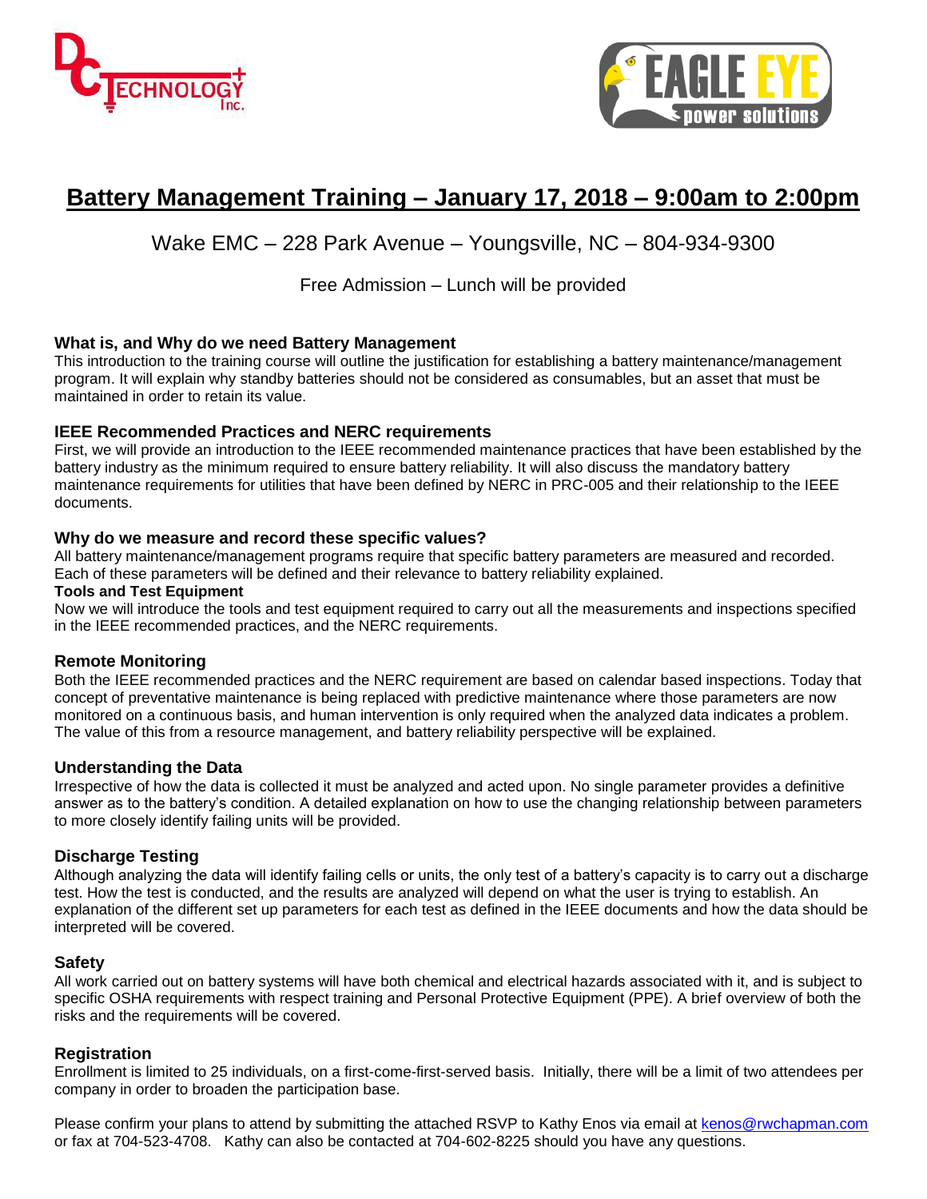# Battery Management Training – January 17, 2018 – 9:00am to 2:00pm

Wake EMC – 228 Park Avenue – Youngsville, NC – 804-934-9300

Free Admission – Lunch will be provided

### What is, and Why do we need Battery Management

This introduction to the training course will outline the justification for establishing a battery maintenance/management program. It will explain why standby batteries should not be considered as consumables, but an asset that must be maintained in order to retain its value.

### IEEE Recommended Practices and NERC requirements

First, we will provide an introduction to the IEEE recommended maintenance practices that have been established by the battery industry as the minimum required to ensure battery reliability. It will also discuss the mandatory battery maintenance requirements for utilities that have been defined by NERC in PRC-005 and their relationship to the IEEE documents.

### Why do we measure and record these specific values?

All battery maintenance/management programs require that specific battery parameters are measured and recorded. Each of these parameters will be defined and their relevance to battery reliability explained.

**Tools and Test Equipment**

Now we will introduce the tools and test equipment required to carry out all the measurements and inspections specified in the IEEE recommended practices, and the NERC requirements.

### Remote Monitoring

Both the IEEE recommended practices and the NERC requirement are based on calendar based inspections. Today that concept of preventative maintenance is being replaced with predictive maintenance where those parameters are now monitored on a continuous basis, and human intervention is only required when the analyzed data indicates a problem. The value of this from a resource management, and battery reliability perspective will be explained.

### Understanding the Data

Irrespective of how the data is collected it must be analyzed and acted upon. No single parameter provides a definitive answer as to the battery's condition. A detailed explanation on how to use the changing relationship between parameters to more closely identify failing units will be provided.

### Discharge Testing

Although analyzing the data will identify failing cells or units, the only test of a battery's capacity is to carry out a discharge test. How the test is conducted, and the results are analyzed will depend on what the user is trying to establish. An explanation of the different set up parameters for each test as defined in the IEEE documents and how the data should be interpreted will be covered.

### Safety

All work carried out on battery systems will have both chemical and electrical hazards associated with it, and is subject to specific OSHA requirements with respect training and Personal Protective Equipment (PPE). A brief overview of both the risks and the requirements will be covered.

### Registration

Enrollment is limited to 25 individuals, on a first-come-first-served basis. Initially, there will be a limit of two attendees per company in order to broaden the participation base.

Please confirm your plans to attend by submitting the attached RSVP to Kathy Enos via email at kenos@rwchapman.com or fax at 704-523-4708. Kathy can also be contacted at 704-602-8225 should you have any questions.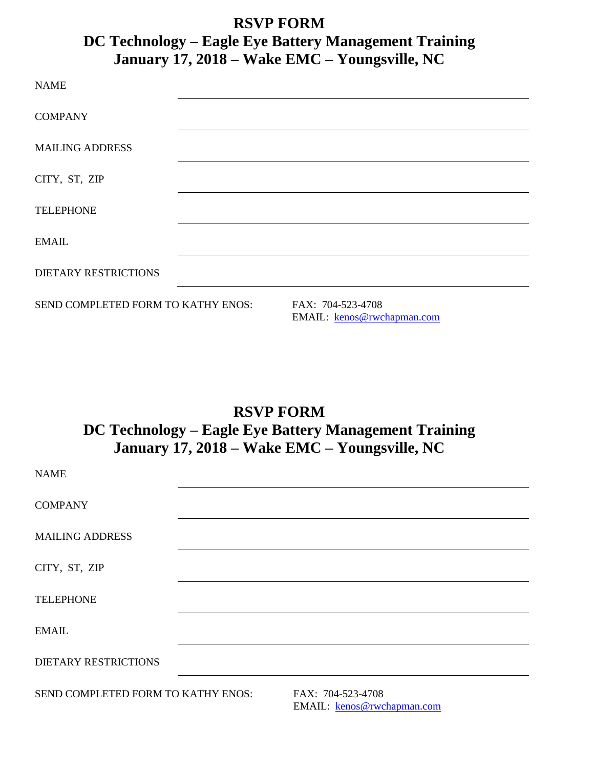# RSVP FORM
# DC Technology – Eagle Eye Battery Management Training
# January 17, 2018 – Wake EMC – Youngsville, NC

NAME ______________________________

COMPANY ______________________________

MAILING ADDRESS ______________________________

CITY, ST, ZIP ______________________________

TELEPHONE ______________________________

EMAIL ______________________________

DIETARY RESTRICTIONS ______________________________

SEND COMPLETED FORM TO KATHY ENOS: FAX: 704-523-4708
EMAIL: kenos@rwchapman.com

# RSVP FORM
# DC Technology – Eagle Eye Battery Management Training
# January 17, 2018 – Wake EMC – Youngsville, NC

NAME ______________________________

COMPANY ______________________________

MAILING ADDRESS ______________________________

CITY, ST, ZIP ______________________________

TELEPHONE ______________________________

EMAIL ______________________________

DIETARY RESTRICTIONS ______________________________

SEND COMPLETED FORM TO KATHY ENOS: FAX: 704-523-4708
EMAIL: kenos@rwchapman.com